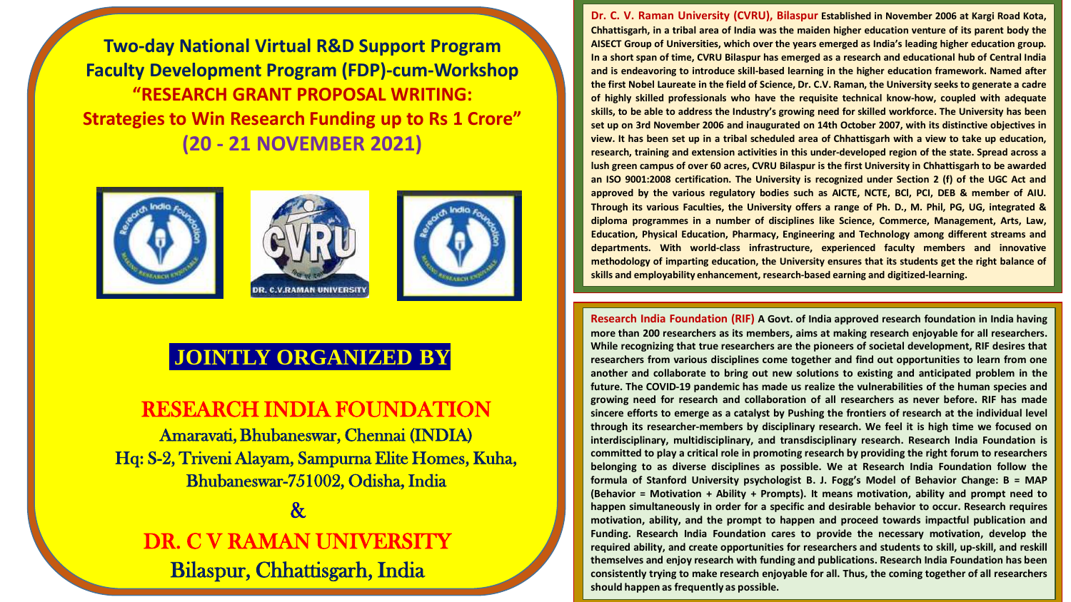# Two-day National Virtual R&D Support Program
## Faculty Development Program (FDP)-cum-Workshop
## "RESEARCH GRANT PROPOSAL WRITING: Strategies to Win Research Funding up to Rs 1 Crore"
## (20 - 21 NOVEMBER 2021)

DR. C.V.RAMAN UNIVERSITY

**JOINTLY ORGANIZED BY**

**RESEARCH INDIA FOUNDATION**

Amaravati, Bhubaneswar, Chennai (INDIA)
Hq: S-2, Triveni Alayam, Sampurna Elite Homes, Kuha, Bhubaneswar-751002, Odisha, India

&

**DR. C V RAMAN UNIVERSITY**

Bilaspur, Chhattisgarh, India

**Dr. C. V. Raman University (CVRU), Bilaspur** Established in November 2006 at Kargi Road Kota, Chhattisgarh, in a tribal area of India was the maiden higher education venture of its parent body the AISECT Group of Universities, which over the years emerged as India's leading higher education group. In a short span of time, CVRU Bilaspur has emerged as a research and educational hub of Central India and is endeavoring to introduce skill-based learning in the higher education framework. Named after the first Nobel Laureate in the field of Science, Dr. C.V. Raman, the University seeks to generate a cadre of highly skilled professionals who have the requisite technical know-how, coupled with adequate skills, to be able to address the Industry's growing need for skilled workforce. The University has been set up on 3rd November 2006 and inaugurated on 14th October 2007, with its distinctive objectives in view. It has been set up in a tribal scheduled area of Chhattisgarh with a view to take up education, research, training and extension activities in this under-developed region of the state. Spread across a lush green campus of over 60 acres, CVRU Bilaspur is the first University in Chhattisgarh to be awarded an ISO 9001:2008 certification. The University is recognized under Section 2 (f) of the UGC Act and approved by the various regulatory bodies such as AICTE, NCTE, BCl, PCI, DEB & member of AIU. Through its various Faculties, the University offers a range of Ph. D., M. Phil, PG, UG, integrated & diploma programmes in a number of disciplines like Science, Commerce, Management, Arts, Law, Education, Physical Education, Pharmacy, Engineering and Technology among different streams and departments. With world-class infrastructure, experienced faculty members and innovative methodology of imparting education, the University ensures that its students get the right balance of skills and employability enhancement, research-based earning and digitized-learning.

**Research India Foundation (RIF)** A Govt. of India approved research foundation in India having more than 200 researchers as its members, aims at making research enjoyable for all researchers. While recognizing that true researchers are the pioneers of societal development, RIF desires that researchers from various disciplines come together and find out opportunities to learn from one another and collaborate to bring out new solutions to existing and anticipated problem in the future. The COVID-19 pandemic has made us realize the vulnerabilities of the human species and growing need for research and collaboration of all researchers as never before. RIF has made sincere efforts to emerge as a catalyst by Pushing the frontiers of research at the individual level through its researcher-members by disciplinary research. We feel it is high time we focused on interdisciplinary, multidisciplinary, and transdisciplinary research. Research India Foundation is committed to play a critical role in promoting research by providing the right forum to researchers belonging to as diverse disciplines as possible. We at Research India Foundation follow the formula of Stanford University psychologist B. J. Fogg's Model of Behavior Change: B = MAP (Behavior = Motivation + Ability + Prompts). It means motivation, ability and prompt need to happen simultaneously in order for a specific and desirable behavior to occur. Research requires motivation, ability, and the prompt to happen and proceed towards impactful publication and Funding. Research India Foundation cares to provide the necessary motivation, develop the required ability, and create opportunities for researchers and students to skill, up-skill, and reskill themselves and enjoy research with funding and publications. Research India Foundation has been consistently trying to make research enjoyable for all. Thus, the coming together of all researchers should happen as frequently as possible.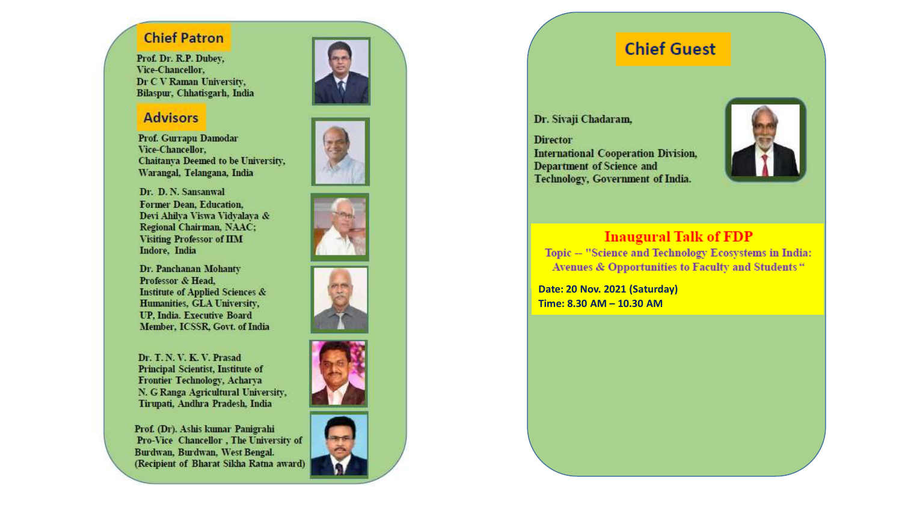## Chief Patron

Prof. Dr. R.P. Dubey,
Vice-Chancellor,
Dr C V Raman University,
Bilaspur, Chhatisgarh, India

## Advisors

Prof. Gurrapu Damodar
Vice-Chancellor,
Chaitanya Deemed to be University,
Warangal, Telangana, India

Dr. D. N. Sansanwal
Former Dean, Education,
Devi Ahilya Viswa Vidyalaya &
Regional Chairman, NAAC;
Visiting Professor of IIM
Indore, India

Dr. Panchanan Mohanty
Professor & Head,
Institute of Applied Sciences &
Humanities, GLA University,
UP, India. Executive Board
Member, ICSSR, Govt. of India

Dr. T. N. V. K. V. Prasad
Principal Scientist, Institute of
Frontier Technology, Acharya
N. G Ranga Agricultural University,
Tirupati, Andhra Pradesh, India

Prof. (Dr). Ashis kumar Panigrahi
Pro-Vice Chancellor , The University of
Burdwan, Burdwan, West Bengal.
(Recipient of Bharat Sikha Ratna award)

## Chief Guest

Dr. Sivaji Chadaram,

Director
International Cooperation Division,
Department of Science and
Technology, Government of India.

### Inaugural Talk of FDP

Topic -- "Science and Technology Ecosystems in India: Avenues & Opportunities to Faculty and Students "

**Date: 20 Nov. 2021 (Saturday)**
**Time: 8.30 AM – 10.30 AM**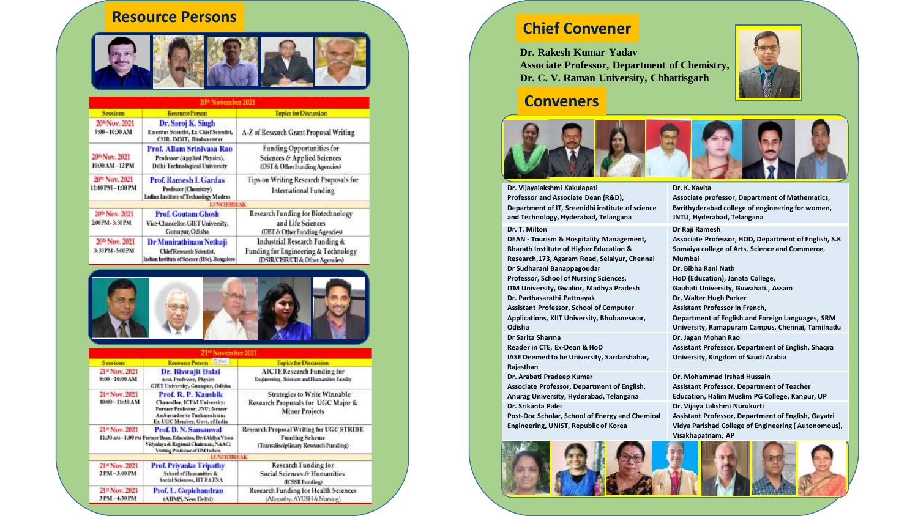## Resource Persons

| 20th November 2021 | | |
|---|---|---|
| Sessions | Resource Person | Topics for Discussion |
| 20th Nov. 2021<br>9:00 – 10:30 AM | **Dr. Saroj K. Singh**<br>Emeritus Scientist, Ex-Chief Scientist, CSIR- IMMT, Bhubaneswar | A-Z of Research Grant Proposal Writing |
| 20th Nov. 2021<br>10:30 AM – 12 PM | **Prof. Allam Srinivasa Rao**<br>Professor (Applied Physics), Delhi Technological University | Funding Opportunities for Sciences & Applied Sciences (DST & Other Funding Agencies) |
| 20th Nov. 2021<br>12:00 PM – 1:00 PM | **Prof. Ramesh L Gardas**<br>Professor (Chemistry)<br>Indian Institute of Technology Madras | Tips on Writing Research Proposals for International Funding |
| LUNCH BREAK | | |
| 20th Nov. 2021<br>2:00 PM – 3:30 PM | **Prof. Goutam Ghosh**<br>Vice-Chancellor, GIET University, Gunupur, Odisha | Research Funding for Biotechnology and Life Sciences (DBT & Other Funding Agencies) |
| 20th Nov. 2021<br>3:30 PM – 5:00 PM | **Dr Munirathinam Nethaji**<br>Chief Research Scientist, Indian Institute of Science (IISc), Bangalore | Industrial Research Funding & Funding for Engineering & Technology (DSIR/CISR/CII & Other Agencies) |

| 21st November 2021 | | |
|---|---|---|
| Sessions | Resource Person | Topics for Discussion |
| 21st Nov. 2021<br>9:00 – 10:00 AM | **Dr. Biswajit Dalai**<br>Asst. Professor, Physics<br>GIET University, Gunupur, Odisha | AICTE Research Funding for Engineering, Sciences and Humanities Faculty |
| 21st Nov. 2021<br>10:00 – 11:30 AM | **Prof. R. P. Kaushik**<br>Chancellor, ICFAI University; Former Professor, JNU; former Ambassador to Turkmenistan; Ex-UGC Member, Govt. of India | Strategies to Write Winnable Research Proposals for UGC Major & Minor Projects |
| 21st Nov. 2021<br>11:30 AM – 1:00 PM | **Prof. D. N. Sansanwal**<br>Former Dean, Education, Devi Ahilya Vishwa Vidyalaya & Regional Chairman, NAAC; Visiting Professor of IIM Indore | Research Proposal Writing for UGC STRIDE Funding Scheme (Transdisciplinary Research Funding) |
| LUNCH BREAK | | |
| 21st Nov. 2021<br>2 PM – 3:00 PM | **Prof. Priyanka Tripathy**<br>School of Humanities & Social Sciences, IIT PATNA | Research Funding for Social Sciences & Humanities (ICSSR Funding) |
| 21st Nov. 2021<br>3 PM – 4:30 PM | **Prof. L. Gopichandran**<br>(AIIMS, New Delhi) | Research Funding for Health Sciences (Allopathy, AYUSH & Nursing) |

## Chief Convener

**Dr. Rakesh Kumar Yadav**
**Associate Professor, Department of Chemistry,**
**Dr. C. V. Raman University, Chhattisgarh**

## Conveners

| | |
|---|---|
| Dr. Vijayalakshmi Kakulapati<br>Professor and Associate Dean (R&D), Department of IT, Sreenidhi institute of science and Technology, Hyderabad, Telangana | Dr. K. Kavita<br>Associate professor, Department of Mathematics, Bvrithyderabad college of engineering for women, JNTU, Hyderabad, Telangana |
| Dr. T. Milton<br>DEAN - Tourism & Hospitality Management, Bharath Institute of Higher Education & Research,173, Agaram Road, Selaiyur, Chennai | Dr Raji Ramesh<br>Associate Professor, HOD, Department of English, S.K Somaiya college of Arts, Science and Commerce, Mumbai |
| Dr Sudharani Banappagoudar<br>Professor, School of Nursing Sciences, ITM University, Gwalior, Madhya Pradesh | Dr. Bibha Rani Nath<br>HoD (Education), Janata College, Gauhati University, Guwahati., Assam |
| Dr. Parthasarathi Pattnayak<br>Assistant Professor, School of Computer Applications, KIIT University, Bhubaneswar, Odisha | Dr. Walter Hugh Parker<br>Assistant Professor in French, Department of English and Foreign Languages, SRM University, Ramapuram Campus, Chennai, Tamilnadu |
| Dr Sarita Sharma<br>Reader in CTE, Ex-Dean & HoD IASE Deemed to be University, Sardarshahar, Rajasthan | Dr. Jagan Mohan Rao<br>Assistant Professor, Department of English, Shaqra University, Kingdom of Saudi Arabia |
| Dr. Arabati Pradeep Kumar<br>Associate Professor, Department of English, Anurag University, Hyderabad, Telangana | Dr. Mohammad Irshad Hussain<br>Assistant Professor, Department of Teacher Education, Halim Muslim PG College, Kanpur, UP |
| Dr. Srikanta Palei<br>Post-Doc Scholar, School of Energy and Chemical Engineering, UNIST, Republic of Korea | Dr. Vijaya Lakshmi Nurukurti<br>Assistant Professor, Department of English, Gayatri Vidya Parishad College of Engineering ( Autonomous), Visakhapatnam, AP |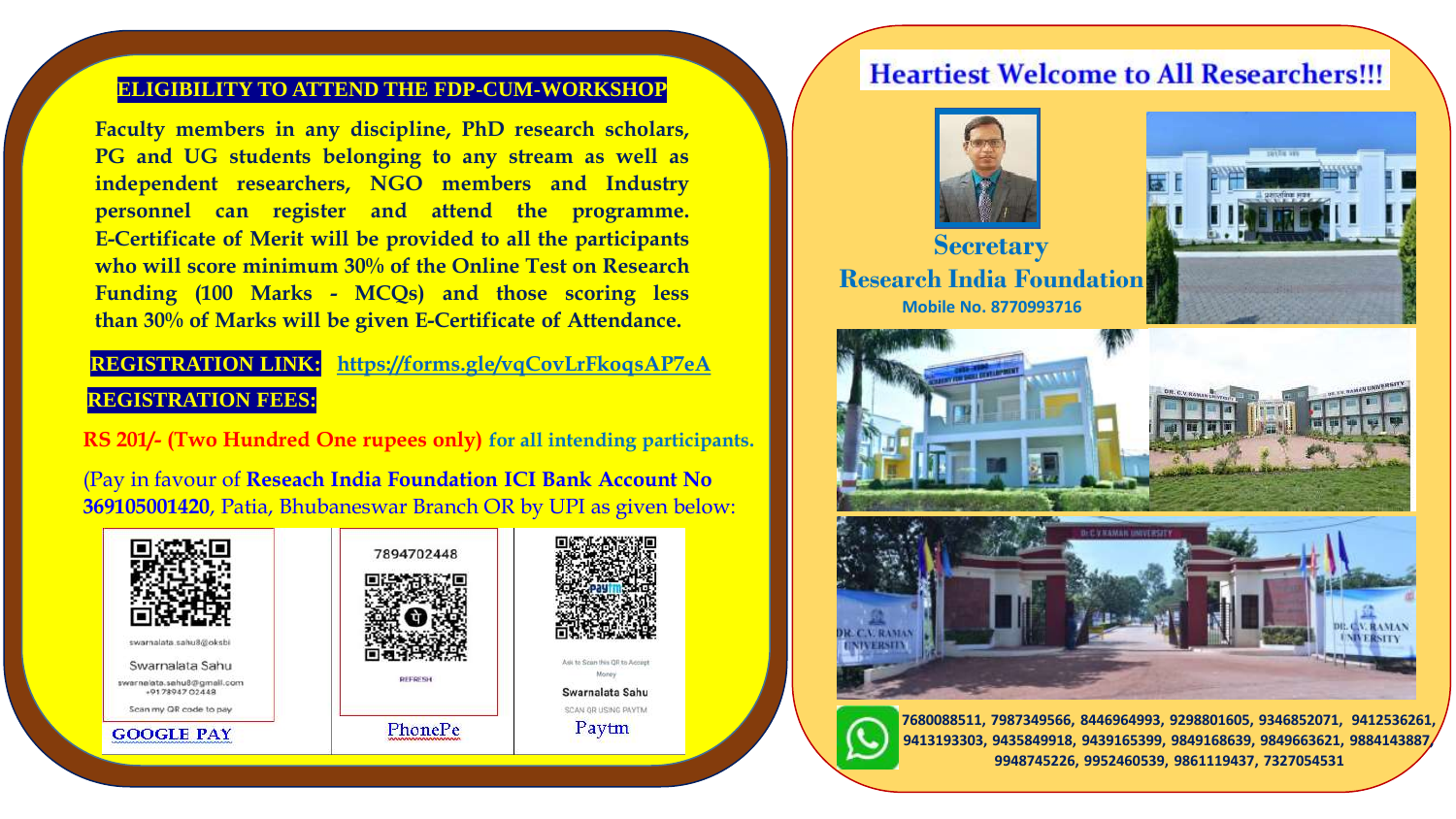## ELIGIBILITY TO ATTEND THE FDP-CUM-WORKSHOP

**Faculty members in any discipline, PhD research scholars, PG and UG students belonging to any stream as well as independent researchers, NGO members and Industry personnel can register and attend the programme. E-Certificate of Merit will be provided to all the participants who will score minimum 30% of the Online Test on Research Funding (100 Marks - MCQs) and those scoring less than 30% of Marks will be given E-Certificate of Attendance.**

**REGISTRATION LINK:** https://forms.gle/vqCovLrFkoqsAP7eA

**REGISTRATION FEES:**

**RS 201/- (Two Hundred One rupees only)** for all intending participants.

(Pay in favour of **Reseach India Foundation ICI Bank Account No 369105001420**, Patia, Bhubaneswar Branch OR by UPI as given below:

| GOOGLE PAY | PhonePe | Paytm |
|---|---|---|
| swarnalata.sahu8@oksbi<br>Swarnalata Sahu<br>swarnalata.sahu8@gmail.com<br>+91 78947 02448<br>Scan my QR code to pay | 7894702448<br>REFRESH | Ask to Scan this QR to Accept Money<br>Swarnalata Sahu<br>SCAN QR USING PAYTM |

## Heartiest Welcome to All Researchers!!!

**Secretary**
**Research India Foundation**
**Mobile No. 8770993716**

7680088511, 7987349566, 8446964993, 9298801605, 9346852071, 9412536261, 9413193303, 9435849918, 9439165399, 9849168639, 9849663621, 9884143887, 9948745226, 9952460539, 9861119437, 7327054531